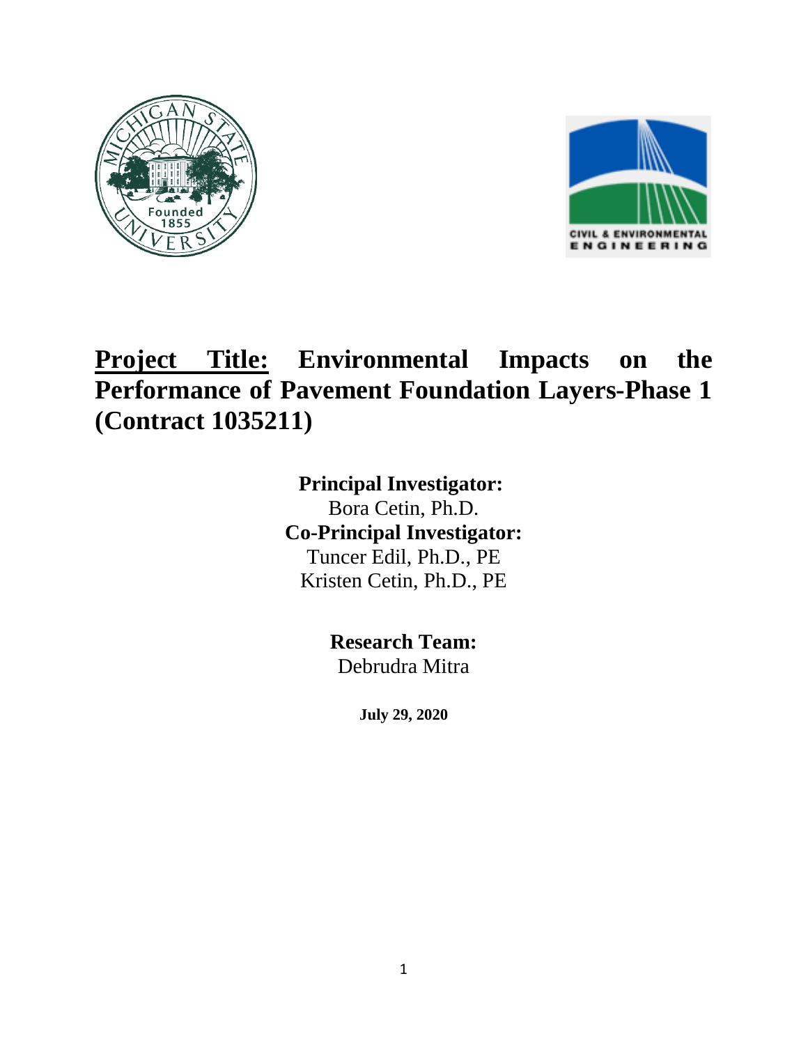# **Project Title:** Environmental Impacts on the Performance of Pavement Foundation Layers-Phase 1 (Contract 1035211)

**Principal Investigator:**
Bora Cetin, Ph.D.
**Co-Principal Investigator:**
Tuncer Edil, Ph.D., PE
Kristen Cetin, Ph.D., PE

**Research Team:**
Debrudra Mitra

**July 29, 2020**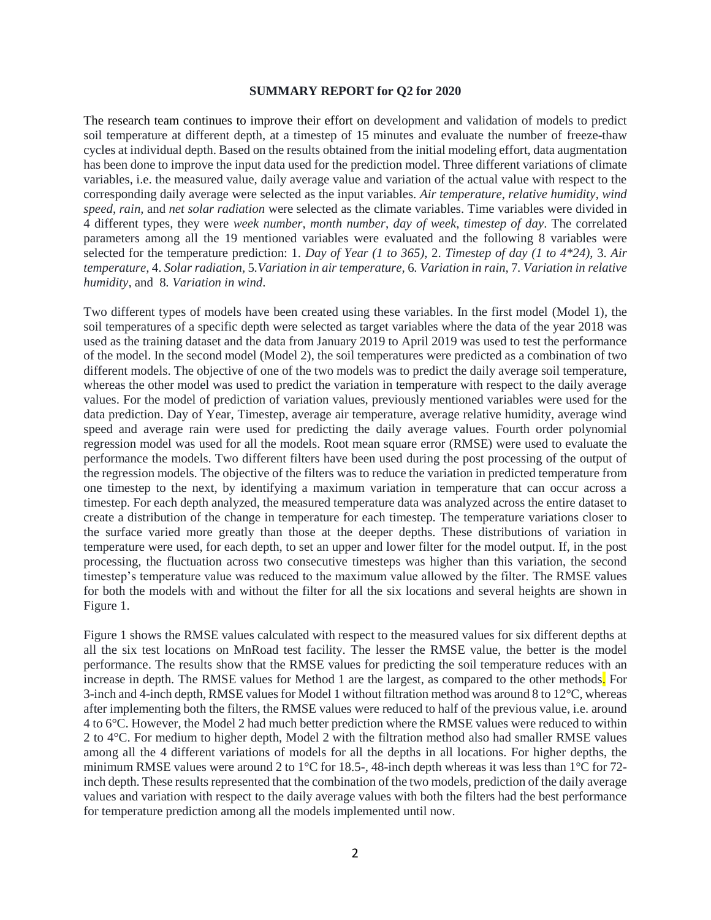**SUMMARY REPORT for Q2 for 2020**

The research team continues to improve their effort on development and validation of models to predict soil temperature at different depth, at a timestep of 15 minutes and evaluate the number of freeze-thaw cycles at individual depth. Based on the results obtained from the initial modeling effort, data augmentation has been done to improve the input data used for the prediction model. Three different variations of climate variables, i.e. the measured value, daily average value and variation of the actual value with respect to the corresponding daily average were selected as the input variables. *Air temperature*, *relative humidity*, *wind speed*, *rain,* and *net solar radiation* were selected as the climate variables. Time variables were divided in 4 different types, they were *week number*, *month number*, *day of week*, *timestep of day*. The correlated parameters among all the 19 mentioned variables were evaluated and the following 8 variables were selected for the temperature prediction: 1. *Day of Year (1 to 365),* 2. *Timestep of day (1 to 4*24),* 3. *Air temperature,* 4. *Solar radiation,* 5.*Variation in air temperature,* 6. *Variation in rain,* 7. *Variation in relative humidity,* and 8. *Variation in wind*.

Two different types of models have been created using these variables. In the first model (Model 1), the soil temperatures of a specific depth were selected as target variables where the data of the year 2018 was used as the training dataset and the data from January 2019 to April 2019 was used to test the performance of the model. In the second model (Model 2), the soil temperatures were predicted as a combination of two different models. The objective of one of the two models was to predict the daily average soil temperature, whereas the other model was used to predict the variation in temperature with respect to the daily average values. For the model of prediction of variation values, previously mentioned variables were used for the data prediction. Day of Year, Timestep, average air temperature, average relative humidity, average wind speed and average rain were used for predicting the daily average values. Fourth order polynomial regression model was used for all the models. Root mean square error (RMSE) were used to evaluate the performance the models. Two different filters have been used during the post processing of the output of the regression models. The objective of the filters was to reduce the variation in predicted temperature from one timestep to the next, by identifying a maximum variation in temperature that can occur across a timestep. For each depth analyzed, the measured temperature data was analyzed across the entire dataset to create a distribution of the change in temperature for each timestep. The temperature variations closer to the surface varied more greatly than those at the deeper depths. These distributions of variation in temperature were used, for each depth, to set an upper and lower filter for the model output. If, in the post processing, the fluctuation across two consecutive timesteps was higher than this variation, the second timestep's temperature value was reduced to the maximum value allowed by the filter. The RMSE values for both the models with and without the filter for all the six locations and several heights are shown in Figure 1.

Figure 1 shows the RMSE values calculated with respect to the measured values for six different depths at all the six test locations on MnRoad test facility. The lesser the RMSE value, the better is the model performance. The results show that the RMSE values for predicting the soil temperature reduces with an increase in depth. The RMSE values for Method 1 are the largest, as compared to the other methods. For 3-inch and 4-inch depth, RMSE values for Model 1 without filtration method was around 8 to 12°C, whereas after implementing both the filters, the RMSE values were reduced to half of the previous value, i.e. around 4 to 6°C. However, the Model 2 had much better prediction where the RMSE values were reduced to within 2 to 4°C. For medium to higher depth, Model 2 with the filtration method also had smaller RMSE values among all the 4 different variations of models for all the depths in all locations. For higher depths, the minimum RMSE values were around 2 to 1°C for 18.5-, 48-inch depth whereas it was less than 1°C for 72-inch depth. These results represented that the combination of the two models, prediction of the daily average values and variation with respect to the daily average values with both the filters had the best performance for temperature prediction among all the models implemented until now.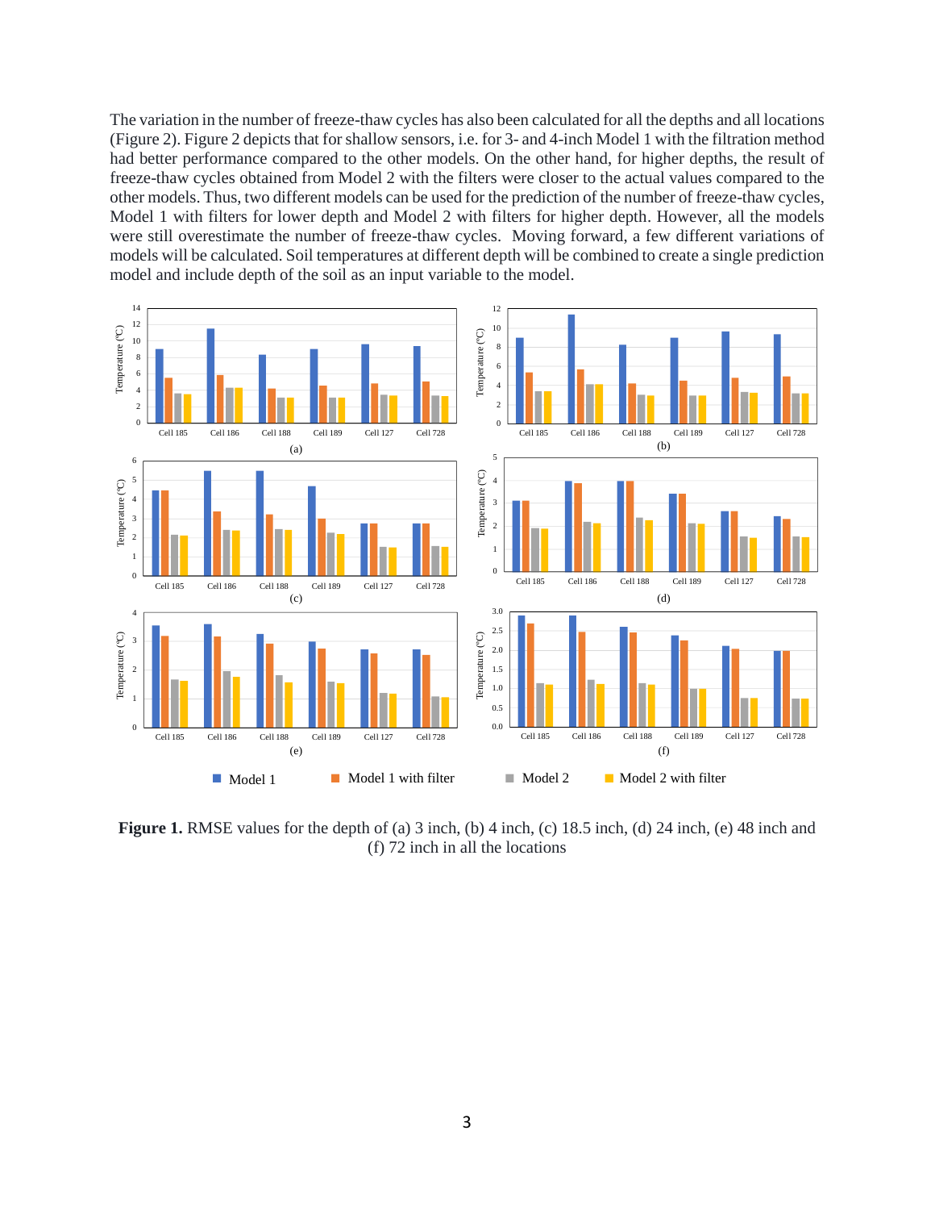The variation in the number of freeze-thaw cycles has also been calculated for all the depths and all locations (Figure 2). Figure 2 depicts that for shallow sensors, i.e. for 3- and 4-inch Model 1 with the filtration method had better performance compared to the other models. On the other hand, for higher depths, the result of freeze-thaw cycles obtained from Model 2 with the filters were closer to the actual values compared to the other models. Thus, two different models can be used for the prediction of the number of freeze-thaw cycles, Model 1 with filters for lower depth and Model 2 with filters for higher depth. However, all the models were still overestimate the number of freeze-thaw cycles. Moving forward, a few different variations of models will be calculated. Soil temperatures at different depth will be combined to create a single prediction model and include depth of the soil as an input variable to the model.

**Figure 1.** RMSE values for the depth of (a) 3 inch, (b) 4 inch, (c) 18.5 inch, (d) 24 inch, (e) 48 inch and (f) 72 inch in all the locations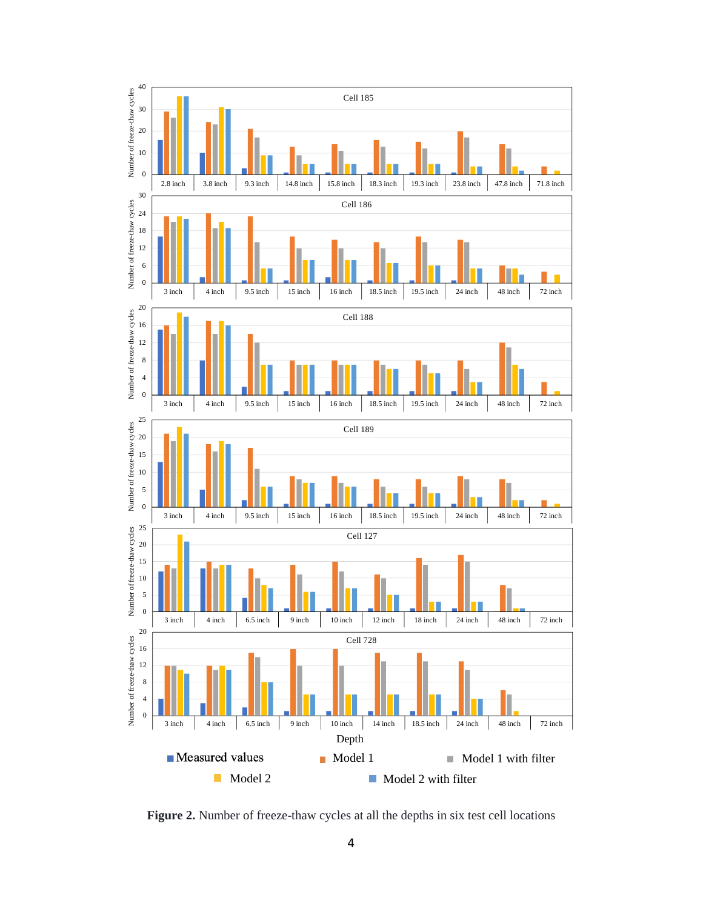Cell 185

Number of freeze-thaw cycles

40
30
20
10
0

2.8 inch
3.8 inch
9.3 inch
14.8 inch
15.8 inch
18.3 inch
19.3 inch
23.8 inch
47.8 inch
71.8 inch

Cell 186

Number of freeze-thaw cycles

30
24
18
12
6
0

3 inch
4 inch
9.5 inch
15 inch
16 inch
18.5 inch
19.5 inch
24 inch
48 inch
72 inch

Cell 188

Number of freeze-thaw cycles

20
16
12
8
4
0

3 inch
4 inch
9.5 inch
15 inch
16 inch
18.5 inch
19.5 inch
24 inch
48 inch
72 inch

Cell 189

Number of freeze-thaw cycles

25
20
15
10
5
0

3 inch
4 inch
9.5 inch
15 inch
16 inch
18.5 inch
19.5 inch
24 inch
48 inch
72 inch

Cell 127

Number of freeze-thaw cycles

25
20
15
10
5
0

3 inch
4 inch
6.5 inch
9 inch
10 inch
12 inch
18 inch
24 inch
48 inch
72 inch

Cell 728

Number of freeze-thaw cycles

20
16
12
8
4
0

3 inch
4 inch
6.5 inch
9 inch
10 inch
14 inch
18.5 inch
24 inch
48 inch
72 inch

Depth

Measured values
Model 1
Model 1 with filter
Model 2
Model 2 with filter

**Figure 2.** Number of freeze-thaw cycles at all the depths in six test cell locations